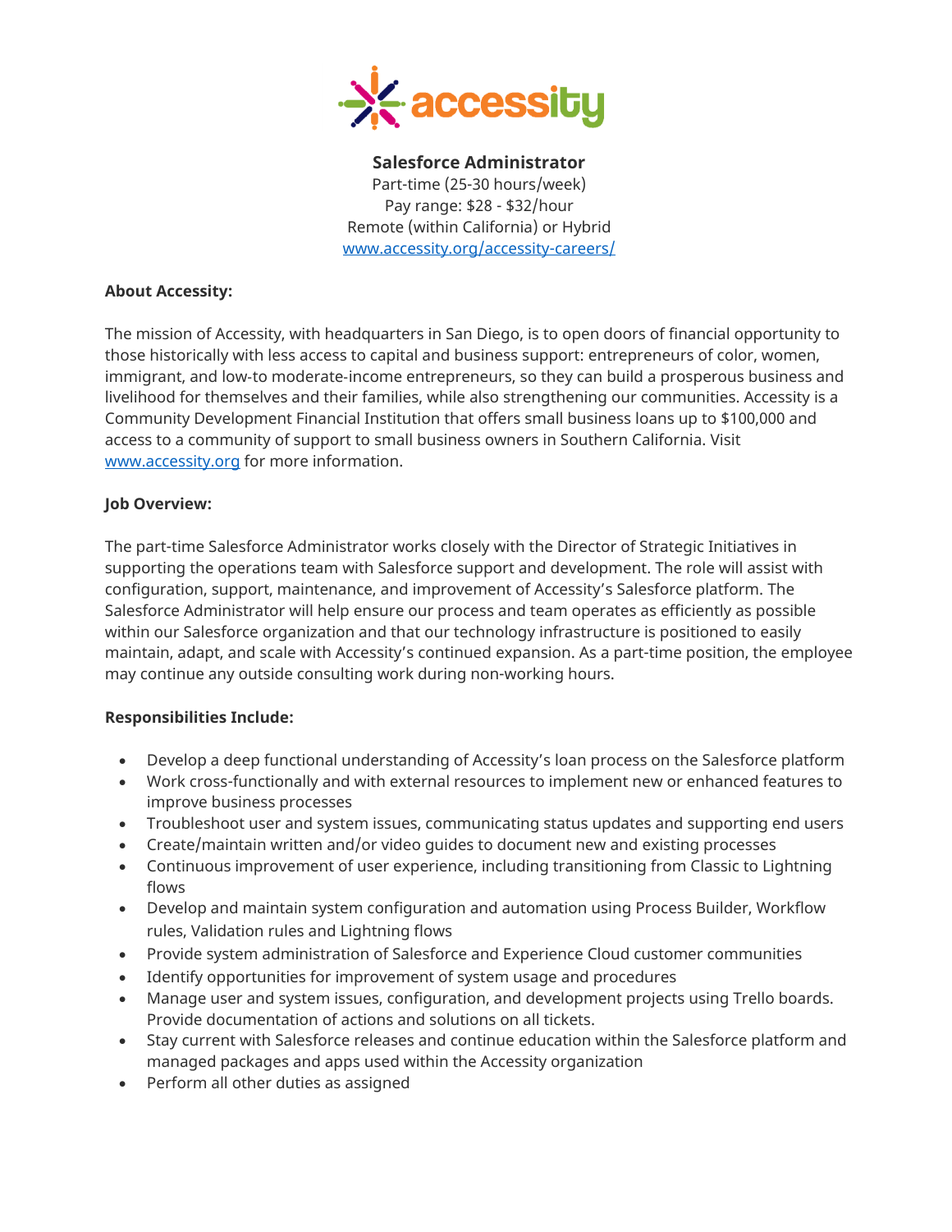**Salesforce Administrator**
Part-time (25-30 hours/week)
Pay range: $28 - $32/hour
Remote (within California) or Hybrid
www.accessity.org/accessity-careers/

**About Accessity:**

The mission of Accessity, with headquarters in San Diego, is to open doors of financial opportunity to those historically with less access to capital and business support: entrepreneurs of color, women, immigrant, and low-to moderate-income entrepreneurs, so they can build a prosperous business and livelihood for themselves and their families, while also strengthening our communities. Accessity is a Community Development Financial Institution that offers small business loans up to $100,000 and access to a community of support to small business owners in Southern California. Visit www.accessity.org for more information.

**Job Overview:**

The part-time Salesforce Administrator works closely with the Director of Strategic Initiatives in supporting the operations team with Salesforce support and development. The role will assist with configuration, support, maintenance, and improvement of Accessity's Salesforce platform. The Salesforce Administrator will help ensure our process and team operates as efficiently as possible within our Salesforce organization and that our technology infrastructure is positioned to easily maintain, adapt, and scale with Accessity's continued expansion. As a part-time position, the employee may continue any outside consulting work during non-working hours.

**Responsibilities Include:**

- Develop a deep functional understanding of Accessity's loan process on the Salesforce platform
- Work cross-functionally and with external resources to implement new or enhanced features to improve business processes
- Troubleshoot user and system issues, communicating status updates and supporting end users
- Create/maintain written and/or video guides to document new and existing processes
- Continuous improvement of user experience, including transitioning from Classic to Lightning flows
- Develop and maintain system configuration and automation using Process Builder, Workflow rules, Validation rules and Lightning flows
- Provide system administration of Salesforce and Experience Cloud customer communities
- Identify opportunities for improvement of system usage and procedures
- Manage user and system issues, configuration, and development projects using Trello boards. Provide documentation of actions and solutions on all tickets.
- Stay current with Salesforce releases and continue education within the Salesforce platform and managed packages and apps used within the Accessity organization
- Perform all other duties as assigned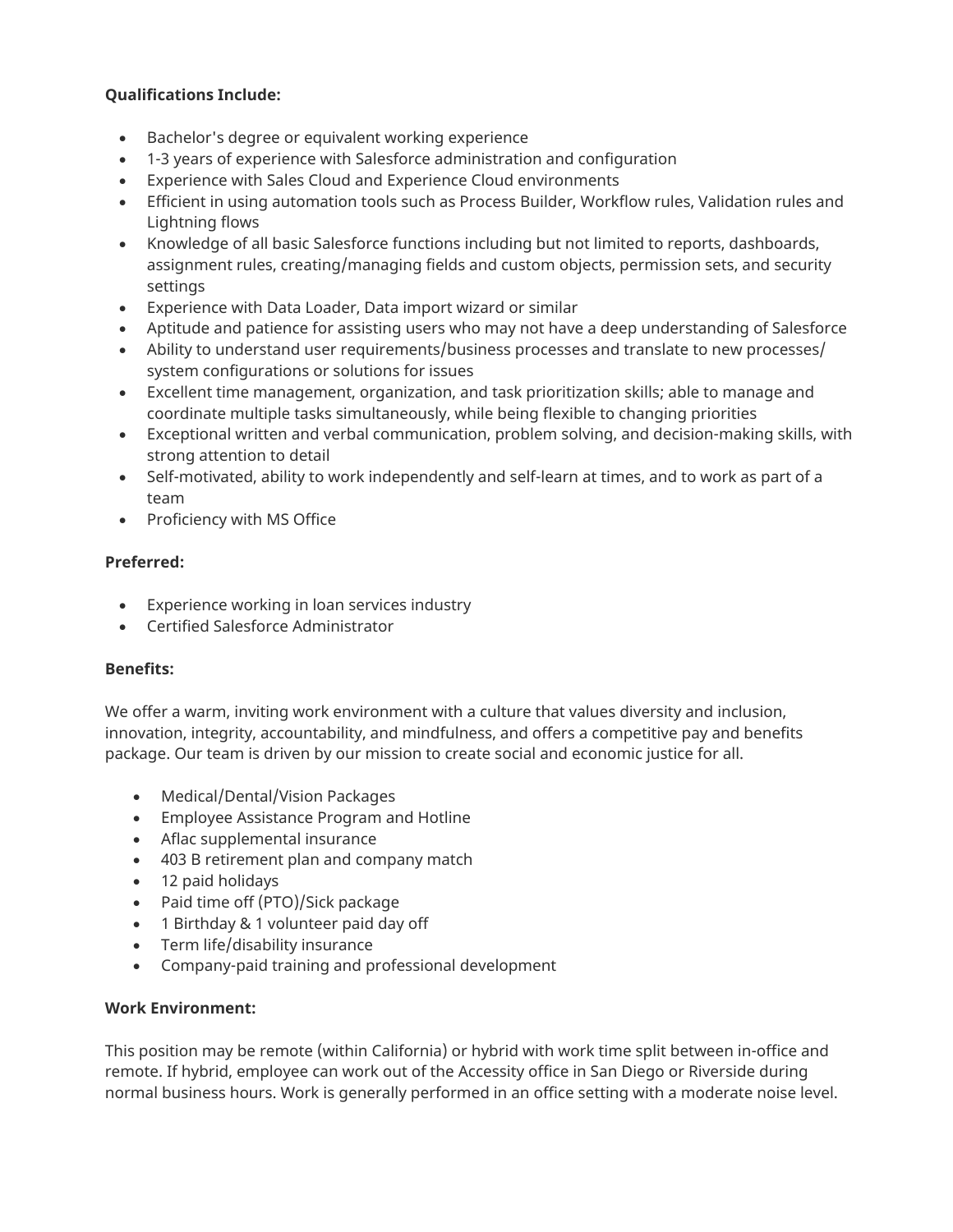**Qualifications Include:**

- Bachelor's degree or equivalent working experience
- 1-3 years of experience with Salesforce administration and configuration
- Experience with Sales Cloud and Experience Cloud environments
- Efficient in using automation tools such as Process Builder, Workflow rules, Validation rules and Lightning flows
- Knowledge of all basic Salesforce functions including but not limited to reports, dashboards, assignment rules, creating/managing fields and custom objects, permission sets, and security settings
- Experience with Data Loader, Data import wizard or similar
- Aptitude and patience for assisting users who may not have a deep understanding of Salesforce
- Ability to understand user requirements/business processes and translate to new processes/ system configurations or solutions for issues
- Excellent time management, organization, and task prioritization skills; able to manage and coordinate multiple tasks simultaneously, while being flexible to changing priorities
- Exceptional written and verbal communication, problem solving, and decision-making skills, with strong attention to detail
- Self-motivated, ability to work independently and self-learn at times, and to work as part of a team
- Proficiency with MS Office

**Preferred:**

- Experience working in loan services industry
- Certified Salesforce Administrator

**Benefits:**

We offer a warm, inviting work environment with a culture that values diversity and inclusion, innovation, integrity, accountability, and mindfulness, and offers a competitive pay and benefits package. Our team is driven by our mission to create social and economic justice for all.

- Medical/Dental/Vision Packages
- Employee Assistance Program and Hotline
- Aflac supplemental insurance
- 403 B retirement plan and company match
- 12 paid holidays
- Paid time off (PTO)/Sick package
- 1 Birthday & 1 volunteer paid day off
- Term life/disability insurance
- Company-paid training and professional development

**Work Environment:**

This position may be remote (within California) or hybrid with work time split between in-office and remote. If hybrid, employee can work out of the Accessity office in San Diego or Riverside during normal business hours. Work is generally performed in an office setting with a moderate noise level.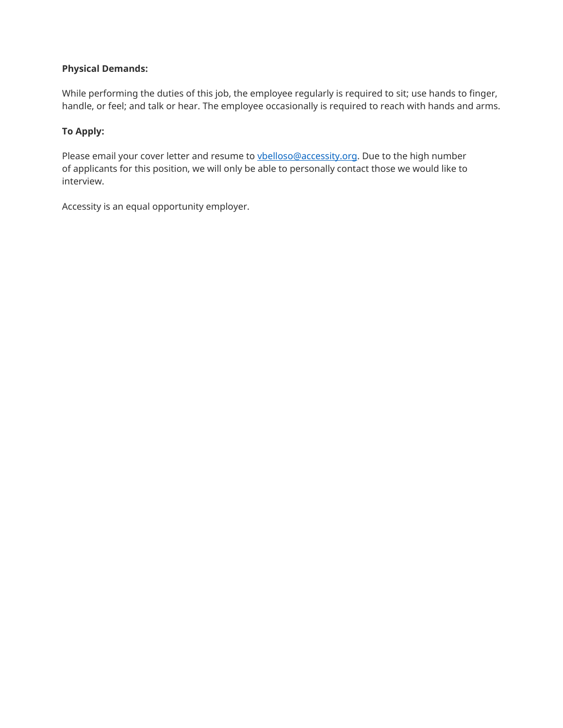**Physical Demands:**

While performing the duties of this job, the employee regularly is required to sit; use hands to finger, handle, or feel; and talk or hear. The employee occasionally is required to reach with hands and arms.

**To Apply:**

Please email your cover letter and resume to [vbelloso@accessity.org](mailto:vbelloso@accessity.org). Due to the high number of applicants for this position, we will only be able to personally contact those we would like to interview.

Accessity is an equal opportunity employer.